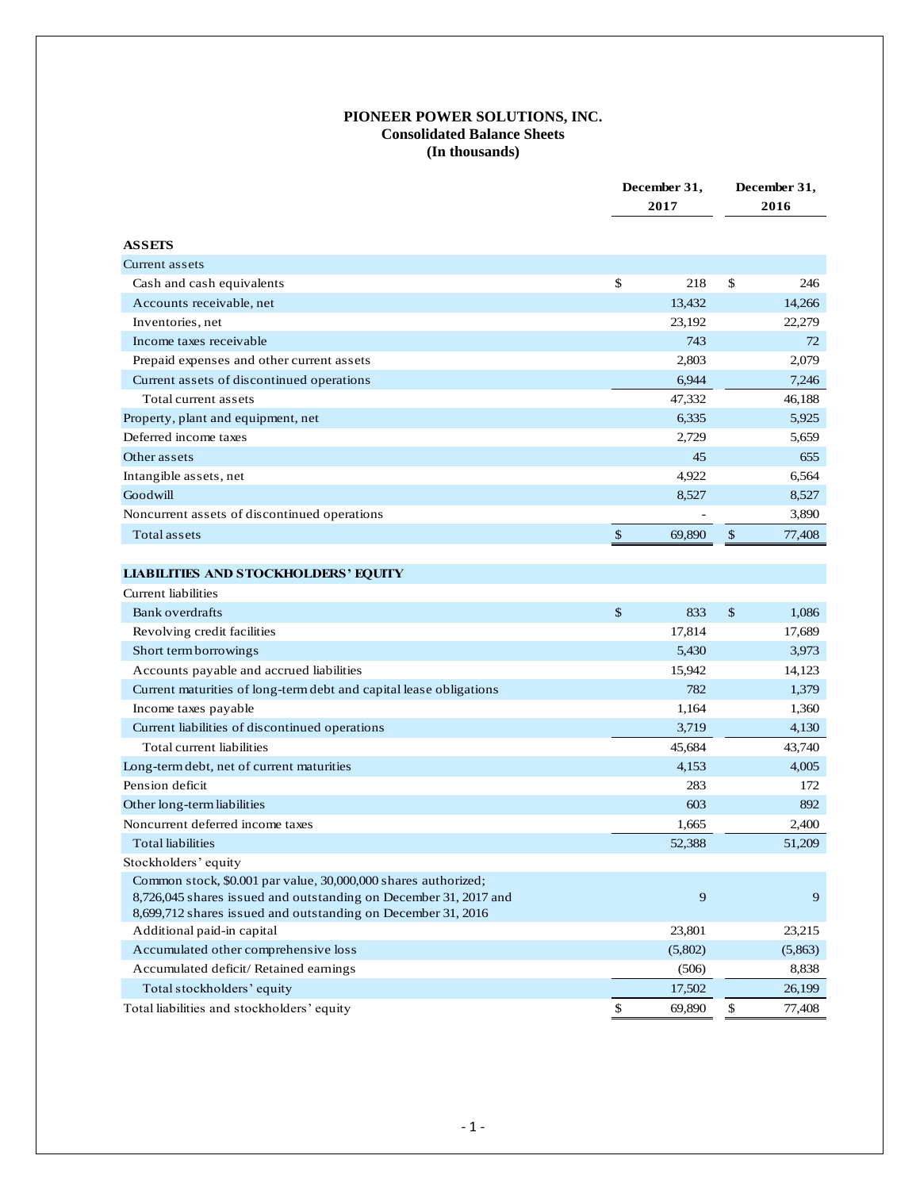# PIONEER POWER SOLUTIONS, INC.
## Consolidated Balance Sheets
### (In thousands)

| | December 31, 2017 | December 31, 2016 |
|---|---|---|
| **ASSETS** | | |
| Current assets | | |
| Cash and cash equivalents | $ 218 | $ 246 |
| Accounts receivable, net | 13,432 | 14,266 |
| Inventories, net | 23,192 | 22,279 |
| Income taxes receivable | 743 | 72 |
| Prepaid expenses and other current assets | 2,803 | 2,079 |
| Current assets of discontinued operations | 6,944 | 7,246 |
| Total current assets | 47,332 | 46,188 |
| Property, plant and equipment, net | 6,335 | 5,925 |
| Deferred income taxes | 2,729 | 5,659 |
| Other assets | 45 | 655 |
| Intangible assets, net | 4,922 | 6,564 |
| Goodwill | 8,527 | 8,527 |
| Noncurrent assets of discontinued operations | - | 3,890 |
| Total assets | $ 69,890 | $ 77,408 |
| **LIABILITIES AND STOCKHOLDERS' EQUITY** | | |
| Current liabilities | | |
| Bank overdrafts | $ 833 | $ 1,086 |
| Revolving credit facilities | 17,814 | 17,689 |
| Short term borrowings | 5,430 | 3,973 |
| Accounts payable and accrued liabilities | 15,942 | 14,123 |
| Current maturities of long-term debt and capital lease obligations | 782 | 1,379 |
| Income taxes payable | 1,164 | 1,360 |
| Current liabilities of discontinued operations | 3,719 | 4,130 |
| Total current liabilities | 45,684 | 43,740 |
| Long-term debt, net of current maturities | 4,153 | 4,005 |
| Pension deficit | 283 | 172 |
| Other long-term liabilities | 603 | 892 |
| Noncurrent deferred income taxes | 1,665 | 2,400 |
| Total liabilities | 52,388 | 51,209 |
| Stockholders' equity | | |
| Common stock, $0.001 par value, 30,000,000 shares authorized; 8,726,045 shares issued and outstanding on December 31, 2017 and 8,699,712 shares issued and outstanding on December 31, 2016 | 9 | 9 |
| Additional paid-in capital | 23,801 | 23,215 |
| Accumulated other comprehensive loss | (5,802) | (5,863) |
| Accumulated deficit/ Retained earnings | (506) | 8,838 |
| Total stockholders' equity | 17,502 | 26,199 |
| Total liabilities and stockholders' equity | $ 69,890 | $ 77,408 |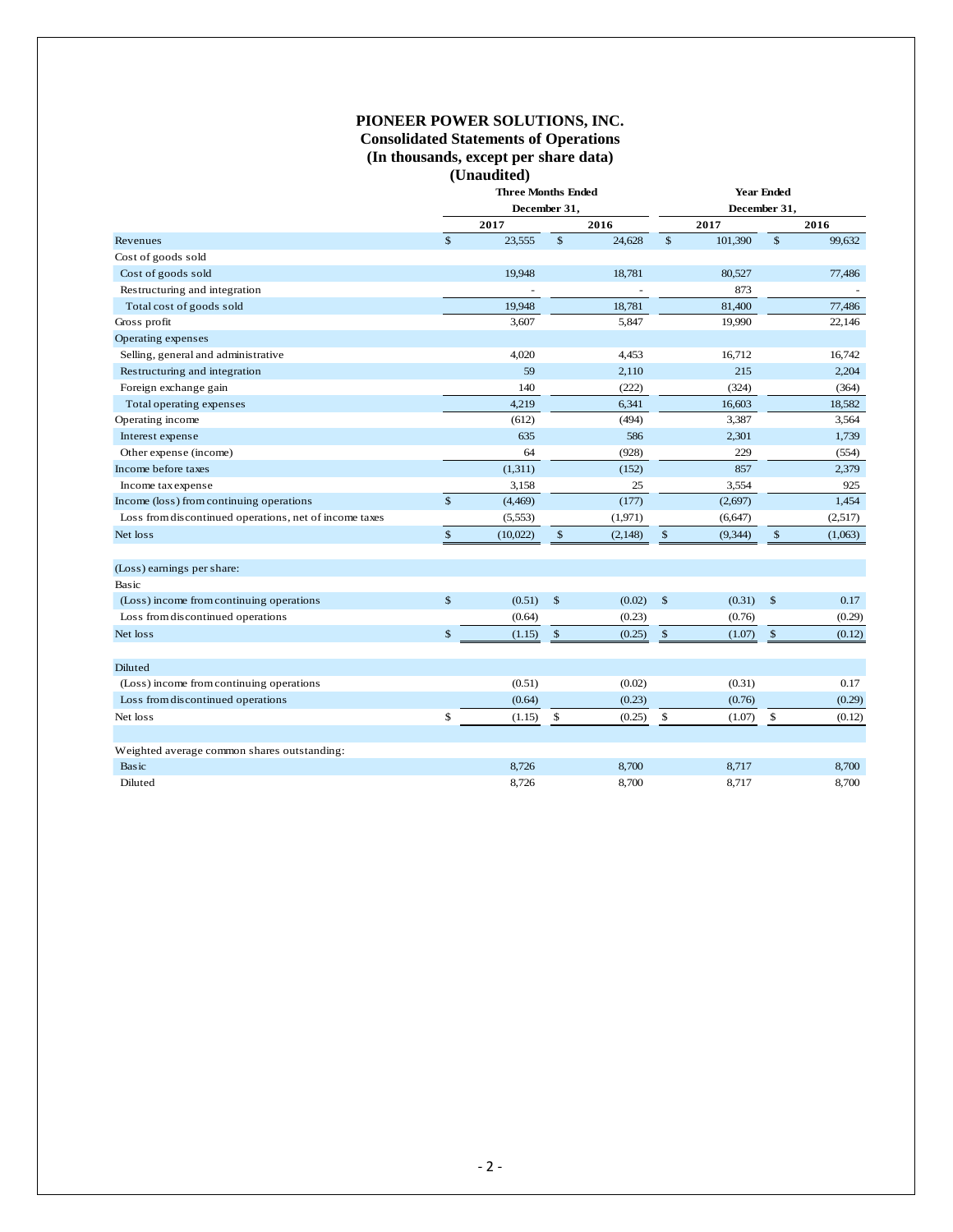# PIONEER POWER SOLUTIONS, INC.
## Consolidated Statements of Operations
## (In thousands, except per share data)
## (Unaudited)

| | Three Months Ended December 31, | | Year Ended December 31, | |
|---|---|---|---|---|
| | 2017 | 2016 | 2017 | 2016 |
| Revenues | $ 23,555 | $ 24,628 | $ 101,390 | $ 99,632 |
| Cost of goods sold | | | | |
| Cost of goods sold | 19,948 | 18,781 | 80,527 | 77,486 |
| Restructuring and integration | - | - | 873 | - |
| Total cost of goods sold | 19,948 | 18,781 | 81,400 | 77,486 |
| Gross profit | 3,607 | 5,847 | 19,990 | 22,146 |
| Operating expenses | | | | |
| Selling, general and administrative | 4,020 | 4,453 | 16,712 | 16,742 |
| Restructuring and integration | 59 | 2,110 | 215 | 2,204 |
| Foreign exchange gain | 140 | (222) | (324) | (364) |
| Total operating expenses | 4,219 | 6,341 | 16,603 | 18,582 |
| Operating income | (612) | (494) | 3,387 | 3,564 |
| Interest expense | 635 | 586 | 2,301 | 1,739 |
| Other expense (income) | 64 | (928) | 229 | (554) |
| Income before taxes | (1,311) | (152) | 857 | 2,379 |
| Income tax expense | 3,158 | 25 | 3,554 | 925 |
| Income (loss) from continuing operations | $ (4,469) | (177) | (2,697) | 1,454 |
| Loss from discontinued operations, net of income taxes | (5,553) | (1,971) | (6,647) | (2,517) |
| Net loss | $ (10,022) | $ (2,148) | $ (9,344) | $ (1,063) |
| | | | | |
| (Loss) earnings per share: | | | | |
| Basic | | | | |
| (Loss) income from continuing operations | $ (0.51) | $ (0.02) | $ (0.31) | $ 0.17 |
| Loss from discontinued operations | (0.64) | (0.23) | (0.76) | (0.29) |
| Net loss | $ (1.15) | $ (0.25) | $ (1.07) | $ (0.12) |
| | | | | |
| Diluted | | | | |
| (Loss) income from continuing operations | (0.51) | (0.02) | (0.31) | 0.17 |
| Loss from discontinued operations | (0.64) | (0.23) | (0.76) | (0.29) |
| Net loss | $ (1.15) | $ (0.25) | $ (1.07) | $ (0.12) |
| | | | | |
| Weighted average common shares outstanding: | | | | |
| Basic | 8,726 | 8,700 | 8,717 | 8,700 |
| Diluted | 8,726 | 8,700 | 8,717 | 8,700 |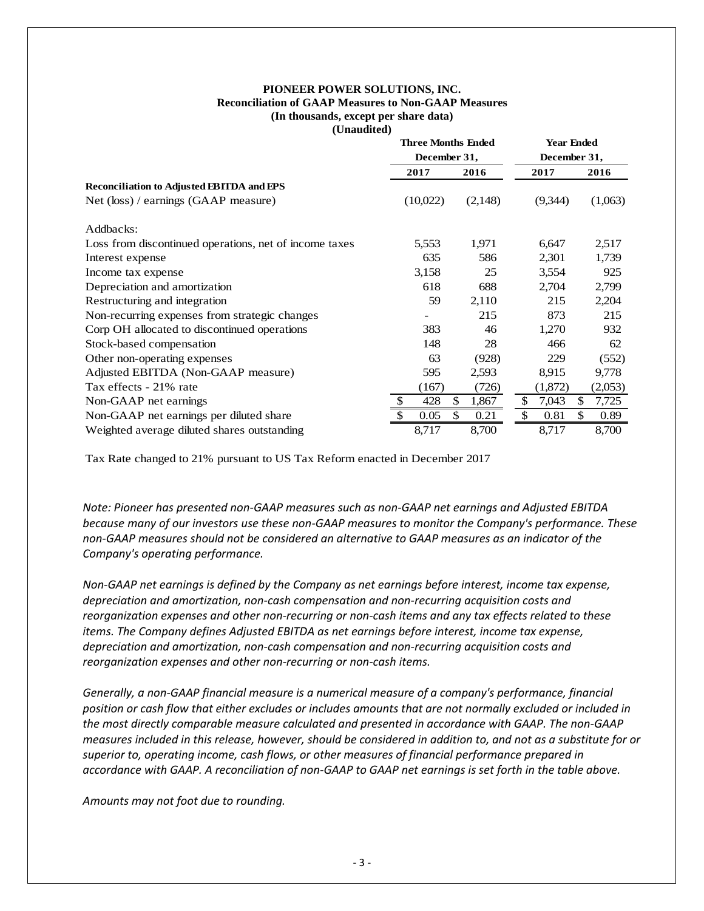**PIONEER POWER SOLUTIONS, INC.**
**Reconciliation of GAAP Measures to Non-GAAP Measures**
**(In thousands, except per share data)**
**(Unaudited)**

| | Three Months Ended December 31, | | Year Ended December 31, | |
|---|---|---|---|---|
| | 2017 | 2016 | 2017 | 2016 |
| **Reconciliation to Adjusted EBITDA and EPS** | | | | |
| Net (loss) / earnings (GAAP measure) | (10,022) | (2,148) | (9,344) | (1,063) |
| Addbacks: | | | | |
| Loss from discontinued operations, net of income taxes | 5,553 | 1,971 | 6,647 | 2,517 |
| Interest expense | 635 | 586 | 2,301 | 1,739 |
| Income tax expense | 3,158 | 25 | 3,554 | 925 |
| Depreciation and amortization | 618 | 688 | 2,704 | 2,799 |
| Restructuring and integration | 59 | 2,110 | 215 | 2,204 |
| Non-recurring expenses from strategic changes | - | 215 | 873 | 215 |
| Corp OH allocated to discontinued operations | 383 | 46 | 1,270 | 932 |
| Stock-based compensation | 148 | 28 | 466 | 62 |
| Other non-operating expenses | 63 | (928) | 229 | (552) |
| Adjusted EBITDA (Non-GAAP measure) | 595 | 2,593 | 8,915 | 9,778 |
| Tax effects - 21% rate | (167) | (726) | (1,872) | (2,053) |
| Non-GAAP net earnings | $ 428 | $ 1,867 | $ 7,043 | $ 7,725 |
| Non-GAAP net earnings per diluted share | $ 0.05 | $ 0.21 | $ 0.81 | $ 0.89 |
| Weighted average diluted shares outstanding | 8,717 | 8,700 | 8,717 | 8,700 |

Tax Rate changed to 21% pursuant to US Tax Reform enacted in December 2017

*Note: Pioneer has presented non-GAAP measures such as non-GAAP net earnings and Adjusted EBITDA because many of our investors use these non-GAAP measures to monitor the Company's performance. These non-GAAP measures should not be considered an alternative to GAAP measures as an indicator of the Company's operating performance.*

*Non-GAAP net earnings is defined by the Company as net earnings before interest, income tax expense, depreciation and amortization, non-cash compensation and non-recurring acquisition costs and reorganization expenses and other non-recurring or non-cash items and any tax effects related to these items. The Company defines Adjusted EBITDA as net earnings before interest, income tax expense, depreciation and amortization, non-cash compensation and non-recurring acquisition costs and reorganization expenses and other non-recurring or non-cash items.*

*Generally, a non-GAAP financial measure is a numerical measure of a company's performance, financial position or cash flow that either excludes or includes amounts that are not normally excluded or included in the most directly comparable measure calculated and presented in accordance with GAAP. The non-GAAP measures included in this release, however, should be considered in addition to, and not as a substitute for or superior to, operating income, cash flows, or other measures of financial performance prepared in accordance with GAAP. A reconciliation of non-GAAP to GAAP net earnings is set forth in the table above.*

*Amounts may not foot due to rounding.*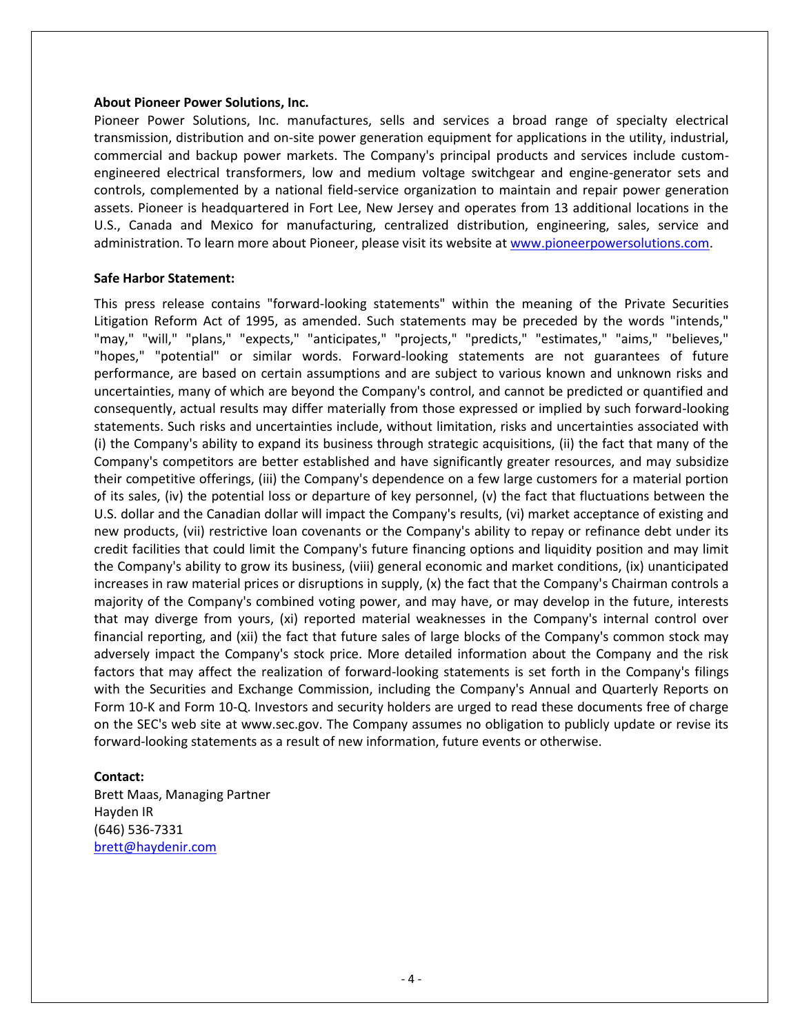**About Pioneer Power Solutions, Inc.**

Pioneer Power Solutions, Inc. manufactures, sells and services a broad range of specialty electrical transmission, distribution and on-site power generation equipment for applications in the utility, industrial, commercial and backup power markets. The Company's principal products and services include custom-engineered electrical transformers, low and medium voltage switchgear and engine-generator sets and controls, complemented by a national field-service organization to maintain and repair power generation assets. Pioneer is headquartered in Fort Lee, New Jersey and operates from 13 additional locations in the U.S., Canada and Mexico for manufacturing, centralized distribution, engineering, sales, service and administration. To learn more about Pioneer, please visit its website at [www.pioneerpowersolutions.com](http://www.pioneerpowersolutions.com).

**Safe Harbor Statement:**

This press release contains "forward-looking statements" within the meaning of the Private Securities Litigation Reform Act of 1995, as amended. Such statements may be preceded by the words "intends," "may," "will," "plans," "expects," "anticipates," "projects," "predicts," "estimates," "aims," "believes," "hopes," "potential" or similar words. Forward-looking statements are not guarantees of future performance, are based on certain assumptions and are subject to various known and unknown risks and uncertainties, many of which are beyond the Company's control, and cannot be predicted or quantified and consequently, actual results may differ materially from those expressed or implied by such forward-looking statements. Such risks and uncertainties include, without limitation, risks and uncertainties associated with (i) the Company's ability to expand its business through strategic acquisitions, (ii) the fact that many of the Company's competitors are better established and have significantly greater resources, and may subsidize their competitive offerings, (iii) the Company's dependence on a few large customers for a material portion of its sales, (iv) the potential loss or departure of key personnel, (v) the fact that fluctuations between the U.S. dollar and the Canadian dollar will impact the Company's results, (vi) market acceptance of existing and new products, (vii) restrictive loan covenants or the Company's ability to repay or refinance debt under its credit facilities that could limit the Company's future financing options and liquidity position and may limit the Company's ability to grow its business, (viii) general economic and market conditions, (ix) unanticipated increases in raw material prices or disruptions in supply, (x) the fact that the Company's Chairman controls a majority of the Company's combined voting power, and may have, or may develop in the future, interests that may diverge from yours, (xi) reported material weaknesses in the Company's internal control over financial reporting, and (xii) the fact that future sales of large blocks of the Company's common stock may adversely impact the Company's stock price. More detailed information about the Company and the risk factors that may affect the realization of forward-looking statements is set forth in the Company's filings with the Securities and Exchange Commission, including the Company's Annual and Quarterly Reports on Form 10-K and Form 10-Q. Investors and security holders are urged to read these documents free of charge on the SEC's web site at www.sec.gov. The Company assumes no obligation to publicly update or revise its forward-looking statements as a result of new information, future events or otherwise.

**Contact:**
Brett Maas, Managing Partner
Hayden IR
(646) 536-7331
[brett@haydenir.com](mailto:brett@haydenir.com)